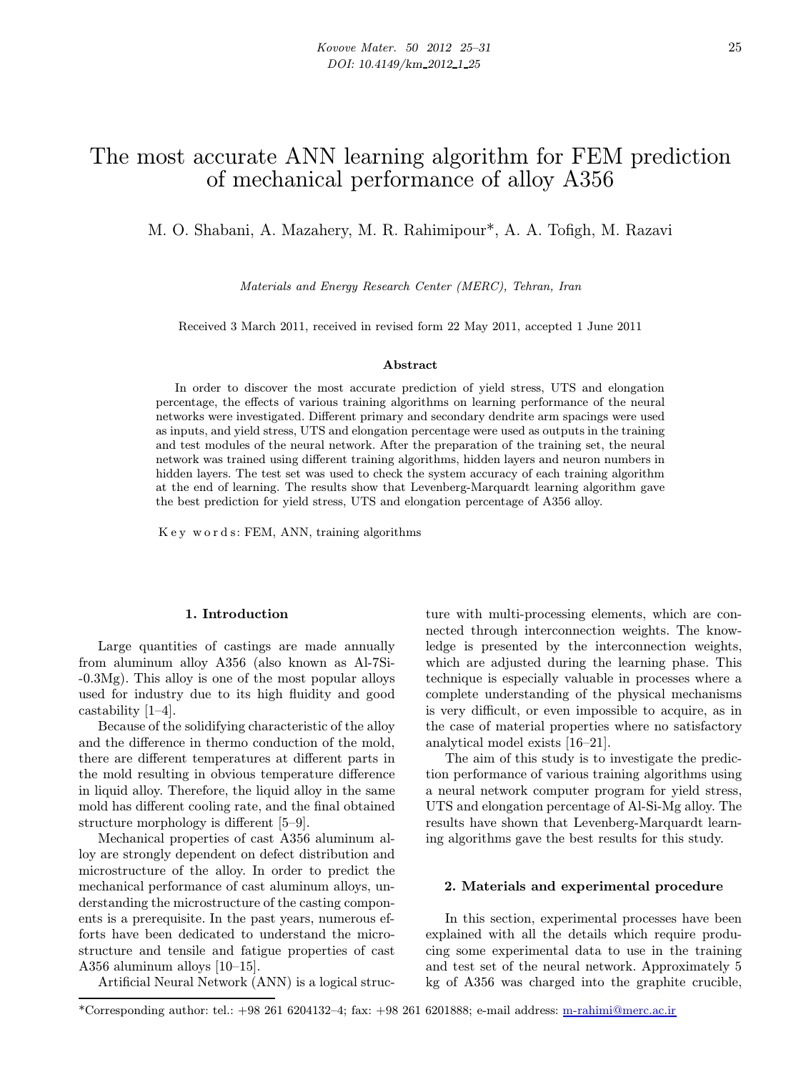# The most accurate ANN learning algorithm for FEM prediction of mechanical performance of alloy A356

M. O. Shabani, A. Mazahery, M. R. Rahimipour*, A. A. Tofigh, M. Razavi

*Materials and Energy Research Center (MERC), Tehran, Iran*

Received 3 March 2011, received in revised form 22 May 2011, accepted 1 June 2011

### Abstract

In order to discover the most accurate prediction of yield stress, UTS and elongation percentage, the effects of various training algorithms on learning performance of the neural networks were investigated. Different primary and secondary dendrite arm spacings were used as inputs, and yield stress, UTS and elongation percentage were used as outputs in the training and test modules of the neural network. After the preparation of the training set, the neural network was trained using different training algorithms, hidden layers and neuron numbers in hidden layers. The test set was used to check the system accuracy of each training algorithm at the end of learning. The results show that Levenberg-Marquardt learning algorithm gave the best prediction for yield stress, UTS and elongation percentage of A356 alloy.

K e y w o r d s: FEM, ANN, training algorithms

## 1. Introduction

Large quantities of castings are made annually from aluminum alloy A356 (also known as Al-7Si-0.3Mg). This alloy is one of the most popular alloys used for industry due to its high fluidity and good castability [1–4].

Because of the solidifying characteristic of the alloy and the difference in thermo conduction of the mold, there are different temperatures at different parts in the mold resulting in obvious temperature difference in liquid alloy. Therefore, the liquid alloy in the same mold has different cooling rate, and the final obtained structure morphology is different [5–9].

Mechanical properties of cast A356 aluminum alloy are strongly dependent on defect distribution and microstructure of the alloy. In order to predict the mechanical performance of cast aluminum alloys, understanding the microstructure of the casting components is a prerequisite. In the past years, numerous efforts have been dedicated to understand the microstructure and tensile and fatigue properties of cast A356 aluminum alloys [10–15].

Artificial Neural Network (ANN) is a logical structure with multi-processing elements, which are connected through interconnection weights. The knowledge is presented by the interconnection weights, which are adjusted during the learning phase. This technique is especially valuable in processes where a complete understanding of the physical mechanisms is very difficult, or even impossible to acquire, as in the case of material properties where no satisfactory analytical model exists [16–21].

The aim of this study is to investigate the prediction performance of various training algorithms using a neural network computer program for yield stress, UTS and elongation percentage of Al-Si-Mg alloy. The results have shown that Levenberg-Marquardt learning algorithms gave the best results for this study.

## 2. Materials and experimental procedure

In this section, experimental processes have been explained with all the details which require producing some experimental data to use in the training and test set of the neural network. Approximately 5 kg of A356 was charged into the graphite crucible,

*Corresponding author: tel.: +98 261 6204132–4; fax: +98 261 6201888; e-mail address: m-rahimi@merc.ac.ir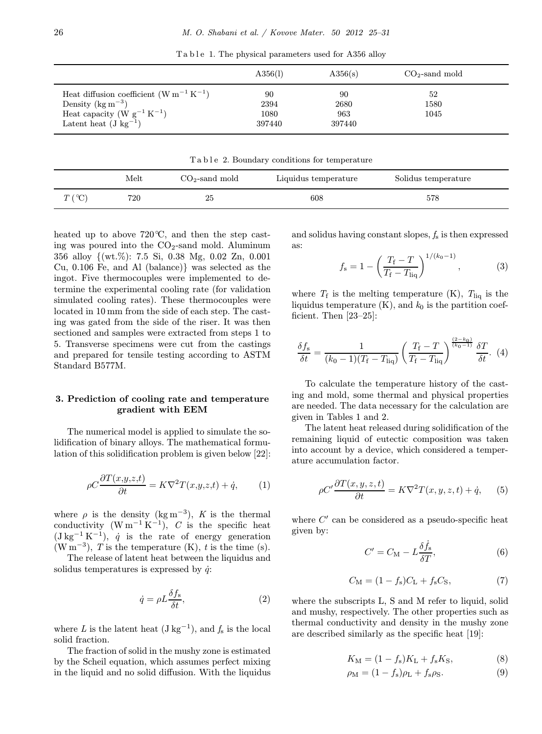Table 1. The physical parameters used for A356 alloy

| | A356(l) | A356(s) | $CO_2$-sand mold |
|---|---|---|---|
| Heat diffusion coefficient ($W\,m^{-1}\,K^{-1}$) | 90 | 90 | 52 |
| Density ($kg\,m^{-3}$) | 2394 | 2680 | 1580 |
| Heat capacity ($W\,g^{-1}\,K^{-1}$) | 1080 | 963 | 1045 |
| Latent heat ($J\,kg^{-1}$) | 397440 | 397440 | |

Table 2. Boundary conditions for temperature

| | Melt | $CO_2$-sand mold | Liquidus temperature | Solidus temperature |
|---|---|---|---|---|
| $T$ (℃) | 720 | 25 | 608 | 578 |

heated up to above 720 ℃, and then the step casting was poured into the $CO_2$-sand mold. Aluminum 356 alloy {(wt.%): 7.5 Si, 0.38 Mg, 0.02 Zn, 0.001 Cu, 0.106 Fe, and Al (balance)} was selected as the ingot. Five thermocouples were implemented to determine the experimental cooling rate (for validation simulated cooling rates). These thermocouples were located in 10 mm from the side of each step. The casting was gated from the side of the riser. It was then sectioned and samples were extracted from steps 1 to 5. Transverse specimens were cut from the castings and prepared for tensile testing according to ASTM Standard B577M.

## 3. Prediction of cooling rate and temperature gradient with EEM

The numerical model is applied to simulate the solidification of binary alloys. The mathematical formulation of this solidification problem is given below [22]:

$$\rho C \frac{\partial T(x,y,z,t)}{\partial t} = K \nabla^2 T(x,y,z,t) + \dot{q}, \qquad (1)$$

where $\rho$ is the density ($kg\,m^{-3}$), $K$ is the thermal conductivity ($W\,m^{-1}\,K^{-1}$), $C$ is the specific heat ($J\,kg^{-1}\,K^{-1}$), $\dot{q}$ is the rate of energy generation ($W\,m^{-3}$), $T$ is the temperature (K), $t$ is the time (s).

The release of latent heat between the liquidus and solidus temperatures is expressed by $\dot{q}$:

$$\dot{q} = \rho L \frac{\delta f_s}{\delta t}, \qquad (2)$$

where $L$ is the latent heat ($J\,kg^{-1}$), and $f_s$ is the local solid fraction.

The fraction of solid in the mushy zone is estimated by the Scheil equation, which assumes perfect mixing in the liquid and no solid diffusion. With the liquidus and solidus having constant slopes, $f_s$ is then expressed as:

$$f_s = 1 - \left( \frac{T_f - T}{T_f - T_{liq}} \right)^{1/(k_0 - 1)}, \qquad (3)$$

where $T_f$ is the melting temperature (K), $T_{liq}$ is the liquidus temperature (K), and $k_0$ is the partition coefficient. Then [23–25]:

$$\frac{\delta f_s}{\delta t} = \frac{1}{(k_0 - 1)(T_f - T_{liq})} \left( \frac{T_f - T}{T_f - T_{liq}} \right)^{\frac{(2-k_0)}{(k_0-1)}} \frac{\delta T}{\delta t}. \qquad (4)$$

To calculate the temperature history of the casting and mold, some thermal and physical properties are needed. The data necessary for the calculation are given in Tables 1 and 2.

The latent heat released during solidification of the remaining liquid of eutectic composition was taken into account by a device, which considered a temperature accumulation factor.

$$\rho C' \frac{\partial T(x,y,z,t)}{\partial t} = K \nabla^2 T(x,y,z,t) + \dot{q}, \qquad (5)$$

where $C'$ can be considered as a pseudo-specific heat given by:

$$C' = C_M - L \frac{\delta \dot{f}_s}{\delta T}, \qquad (6)$$

$$C_M = (1 - f_s) C_L + f_s C_S, \qquad (7)$$

where the subscripts L, S and M refer to liquid, solid and mushy, respectively. The other properties such as thermal conductivity and density in the mushy zone are described similarly as the specific heat [19]:

$$K_M = (1 - f_s) K_L + f_s K_S, \qquad (8)$$

$$\rho_M = (1 - f_s) \rho_L + f_s \rho_S. \qquad (9)$$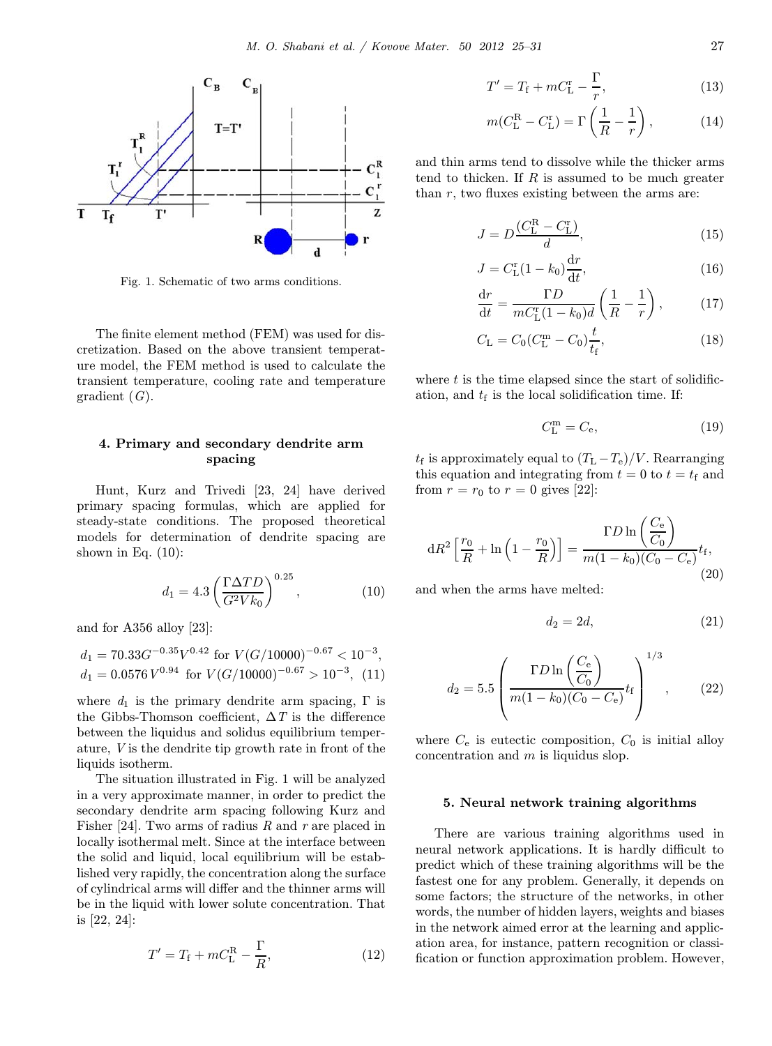Fig. 1. Schematic of two arms conditions.

The finite element method (FEM) was used for discretization. Based on the above transient temperature model, the FEM method is used to calculate the transient temperature, cooling rate and temperature gradient ($G$).

## 4. Primary and secondary dendrite arm spacing

Hunt, Kurz and Trivedi [23, 24] have derived primary spacing formulas, which are applied for steady-state conditions. The proposed theoretical models for determination of dendrite spacing are shown in Eq. (10):

$$d_1 = 4.3\left(\frac{\Gamma \Delta T D}{G^2 V k_0}\right)^{0.25}, \tag{10}$$

and for A356 alloy [23]:

$$\begin{aligned} d_1 &= 70.33 G^{-0.35} V^{0.42} \text{ for } V(G/10000)^{-0.67} < 10^{-3}, \\ d_1 &= 0.0576\, V^{0.94} \text{ for } V(G/10000)^{-0.67} > 10^{-3}, \end{aligned} \tag{11}$$

where $d_1$ is the primary dendrite arm spacing, $\Gamma$ is the Gibbs-Thomson coefficient, $\Delta T$ is the difference between the liquidus and solidus equilibrium temperature, $V$ is the dendrite tip growth rate in front of the liquids isotherm.

The situation illustrated in Fig. 1 will be analyzed in a very approximate manner, in order to predict the secondary dendrite arm spacing following Kurz and Fisher [24]. Two arms of radius $R$ and $r$ are placed in locally isothermal melt. Since at the interface between the solid and liquid, local equilibrium will be established very rapidly, the concentration along the surface of cylindrical arms will differ and the thinner arms will be in the liquid with lower solute concentration. That is [22, 24]:

$$T' = T_\mathrm{f} + mC_\mathrm{L}^\mathrm{R} - \frac{\Gamma}{R}, \tag{12}$$

$$T' = T_\mathrm{f} + mC_\mathrm{L}^\mathrm{r} - \frac{\Gamma}{r}, \tag{13}$$

$$m(C_\mathrm{L}^\mathrm{R} - C_\mathrm{L}^\mathrm{r}) = \Gamma\left(\frac{1}{R} - \frac{1}{r}\right), \tag{14}$$

and thin arms tend to dissolve while the thicker arms tend to thicken. If $R$ is assumed to be much greater than $r$, two fluxes existing between the arms are:

$$J = D\frac{(C_\mathrm{L}^\mathrm{R} - C_\mathrm{L}^\mathrm{r})}{d}, \tag{15}$$

$$J = C_\mathrm{L}^\mathrm{r}(1 - k_0)\frac{\mathrm{d}r}{\mathrm{d}t}, \tag{16}$$

$$\frac{\mathrm{d}r}{\mathrm{d}t} = \frac{\Gamma D}{mC_\mathrm{L}^\mathrm{r}(1 - k_0)d}\left(\frac{1}{R} - \frac{1}{r}\right), \tag{17}$$

$$C_\mathrm{L} = C_0(C_\mathrm{L}^\mathrm{m} - C_0)\frac{t}{t_\mathrm{f}}, \tag{18}$$

where $t$ is the time elapsed since the start of solidification, and $t_\mathrm{f}$ is the local solidification time. If:

$$C_\mathrm{L}^\mathrm{m} = C_\mathrm{e}, \tag{19}$$

$t_\mathrm{f}$ is approximately equal to $(T_\mathrm{L} - T_\mathrm{e})/V$. Rearranging this equation and integrating from $t = 0$ to $t = t_\mathrm{f}$ and from $r = r_0$ to $r = 0$ gives [22]:

$$\mathrm{d}R^2\left[\frac{r_0}{R} + \ln\left(1 - \frac{r_0}{R}\right)\right] = \frac{\Gamma D \ln\left(\dfrac{C_\mathrm{e}}{C_0}\right)}{m(1 - k_0)(C_0 - C_\mathrm{e})}t_\mathrm{f}, \tag{20}$$

and when the arms have melted:

$$d_2 = 2d, \tag{21}$$

$$d_2 = 5.5\left(\frac{\Gamma D \ln\left(\dfrac{C_\mathrm{e}}{C_0}\right)}{m(1 - k_0)(C_0 - C_\mathrm{e})}t_\mathrm{f}\right)^{1/3}, \tag{22}$$

where $C_\mathrm{e}$ is eutectic composition, $C_0$ is initial alloy concentration and $m$ is liquidus slop.

## 5. Neural network training algorithms

There are various training algorithms used in neural network applications. It is hardly difficult to predict which of these training algorithms will be the fastest one for any problem. Generally, it depends on some factors; the structure of the networks, in other words, the number of hidden layers, weights and biases in the network aimed error at the learning and application area, for instance, pattern recognition or classification or function approximation problem. However,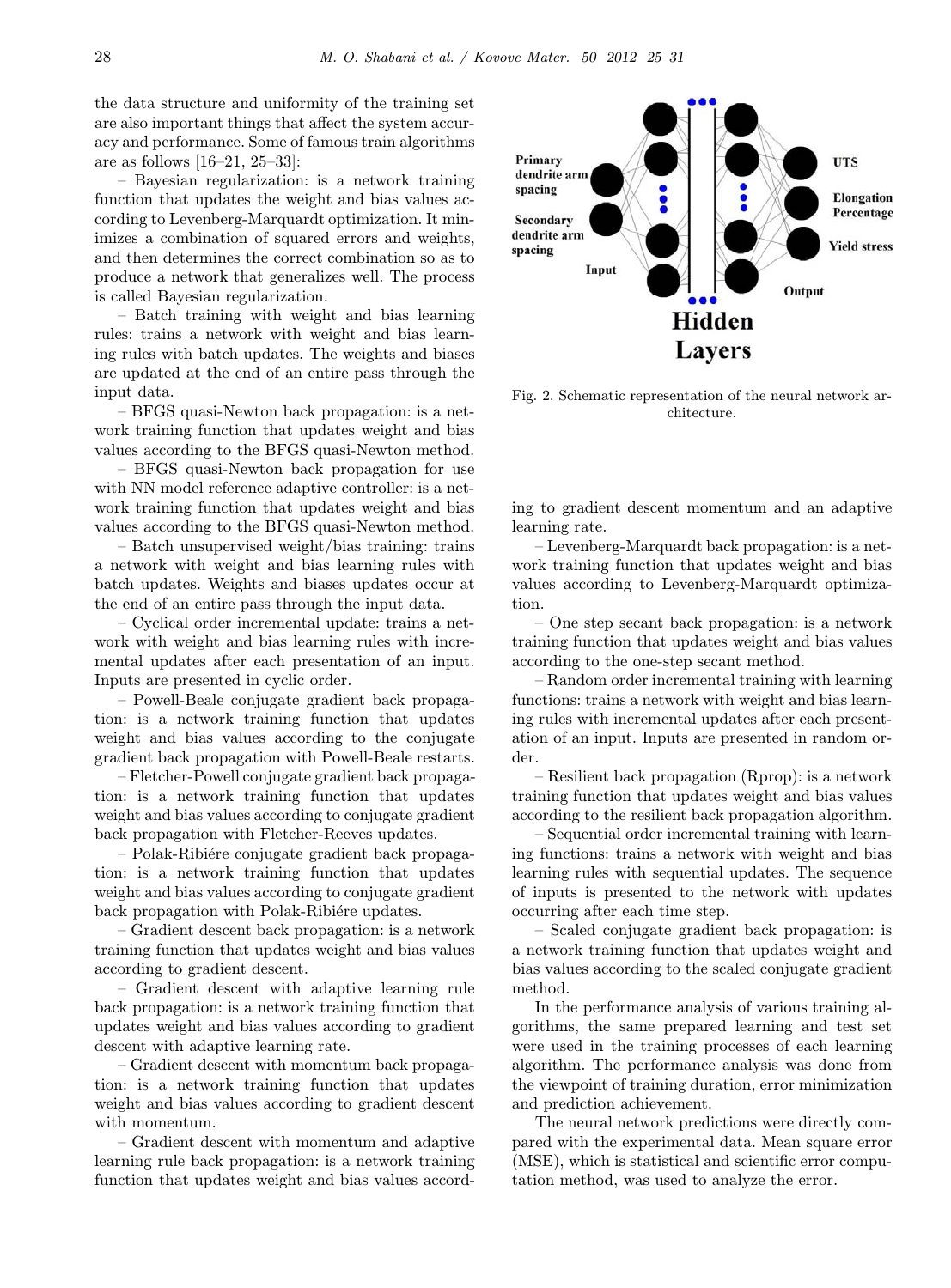the data structure and uniformity of the training set are also important things that affect the system accuracy and performance. Some of famous train algorithms are as follows [16–21, 25–33]:

– Bayesian regularization: is a network training function that updates the weight and bias values according to Levenberg-Marquardt optimization. It minimizes a combination of squared errors and weights, and then determines the correct combination so as to produce a network that generalizes well. The process is called Bayesian regularization.

– Batch training with weight and bias learning rules: trains a network with weight and bias learning rules with batch updates. The weights and biases are updated at the end of an entire pass through the input data.

– BFGS quasi-Newton back propagation: is a network training function that updates weight and bias values according to the BFGS quasi-Newton method.

– BFGS quasi-Newton back propagation for use with NN model reference adaptive controller: is a network training function that updates weight and bias values according to the BFGS quasi-Newton method.

– Batch unsupervised weight/bias training: trains a network with weight and bias learning rules with batch updates. Weights and biases updates occur at the end of an entire pass through the input data.

– Cyclical order incremental update: trains a network with weight and bias learning rules with incremental updates after each presentation of an input. Inputs are presented in cyclic order.

– Powell-Beale conjugate gradient back propagation: is a network training function that updates weight and bias values according to the conjugate gradient back propagation with Powell-Beale restarts.

– Fletcher-Powell conjugate gradient back propagation: is a network training function that updates weight and bias values according to conjugate gradient back propagation with Fletcher-Reeves updates.

– Polak-Ribiére conjugate gradient back propagation: is a network training function that updates weight and bias values according to conjugate gradient back propagation with Polak-Ribiére updates.

– Gradient descent back propagation: is a network training function that updates weight and bias values according to gradient descent.

– Gradient descent with adaptive learning rule back propagation: is a network training function that updates weight and bias values according to gradient descent with adaptive learning rate.

– Gradient descent with momentum back propagation: is a network training function that updates weight and bias values according to gradient descent with momentum.

– Gradient descent with momentum and adaptive learning rule back propagation: is a network training function that updates weight and bias values according to gradient descent momentum and an adaptive learning rate.

– Levenberg-Marquardt back propagation: is a network training function that updates weight and bias values according to Levenberg-Marquardt optimization.

– One step secant back propagation: is a network training function that updates weight and bias values according to the one-step secant method.

– Random order incremental training with learning functions: trains a network with weight and bias learning rules with incremental updates after each presentation of an input. Inputs are presented in random order.

– Resilient back propagation (Rprop): is a network training function that updates weight and bias values according to the resilient back propagation algorithm.

– Sequential order incremental training with learning functions: trains a network with weight and bias learning rules with sequential updates. The sequence of inputs is presented to the network with updates occurring after each time step.

– Scaled conjugate gradient back propagation: is a network training function that updates weight and bias values according to the scaled conjugate gradient method.

In the performance analysis of various training algorithms, the same prepared learning and test set were used in the training processes of each learning algorithm. The performance analysis was done from the viewpoint of training duration, error minimization and prediction achievement.

The neural network predictions were directly compared with the experimental data. Mean square error (MSE), which is statistical and scientific error computation method, was used to analyze the error.

Fig. 2. Schematic representation of the neural network architecture.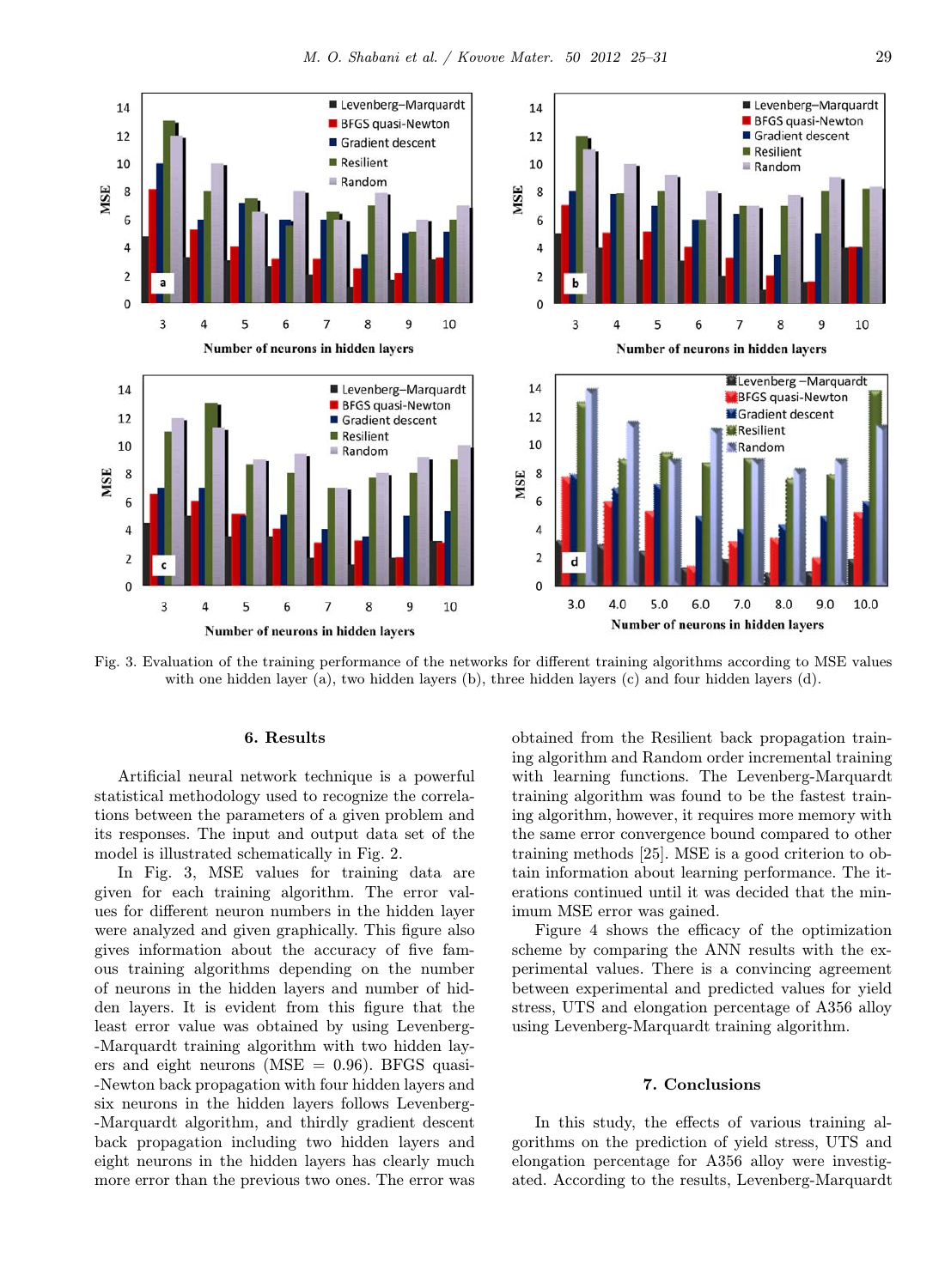Fig. 3. Evaluation of the training performance of the networks for different training algorithms according to MSE values with one hidden layer (a), two hidden layers (b), three hidden layers (c) and four hidden layers (d).

## 6. Results

Artificial neural network technique is a powerful statistical methodology used to recognize the correlations between the parameters of a given problem and its responses. The input and output data set of the model is illustrated schematically in Fig. 2.

In Fig. 3, MSE values for training data are given for each training algorithm. The error values for different neuron numbers in the hidden layer were analyzed and given graphically. This figure also gives information about the accuracy of five famous training algorithms depending on the number of neurons in the hidden layers and number of hidden layers. It is evident from this figure that the least error value was obtained by using Levenberg-Marquardt training algorithm with two hidden layers and eight neurons (MSE = 0.96). BFGS quasi-Newton back propagation with four hidden layers and six neurons in the hidden layers follows Levenberg-Marquardt algorithm, and thirdly gradient descent back propagation including two hidden layers and eight neurons in the hidden layers has clearly much more error than the previous two ones. The error was obtained from the Resilient back propagation training algorithm and Random order incremental training with learning functions. The Levenberg-Marquardt training algorithm was found to be the fastest training algorithm, however, it requires more memory with the same error convergence bound compared to other training methods [25]. MSE is a good criterion to obtain information about learning performance. The iterations continued until it was decided that the minimum MSE error was gained.

Figure 4 shows the efficacy of the optimization scheme by comparing the ANN results with the experimental values. There is a convincing agreement between experimental and predicted values for yield stress, UTS and elongation percentage of A356 alloy using Levenberg-Marquardt training algorithm.

## 7. Conclusions

In this study, the effects of various training algorithms on the prediction of yield stress, UTS and elongation percentage for A356 alloy were investigated. According to the results, Levenberg-Marquardt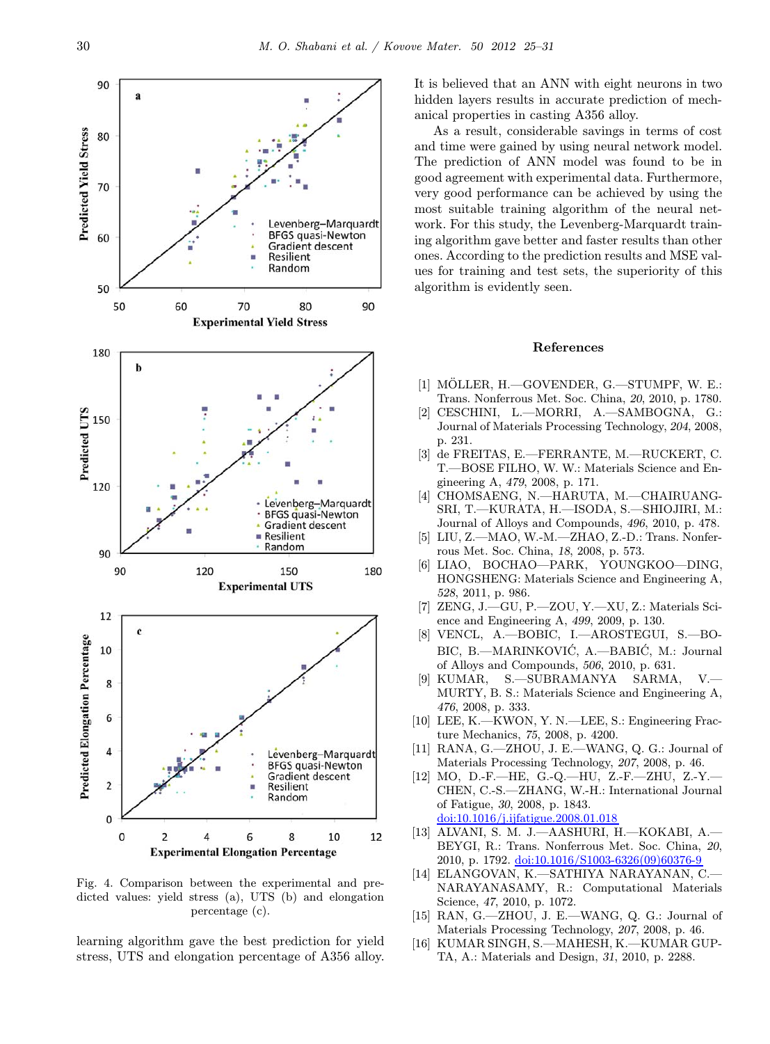Fig. 4. Comparison between the experimental and predicted values: yield stress (a), UTS (b) and elongation percentage (c).

learning algorithm gave the best prediction for yield stress, UTS and elongation percentage of A356 alloy. It is believed that an ANN with eight neurons in two hidden layers results in accurate prediction of mechanical properties in casting A356 alloy.

As a result, considerable savings in terms of cost and time were gained by using neural network model. The prediction of ANN model was found to be in good agreement with experimental data. Furthermore, very good performance can be achieved by using the most suitable training algorithm of the neural network. For this study, the Levenberg-Marquardt training algorithm gave better and faster results than other ones. According to the prediction results and MSE values for training and test sets, the superiority of this algorithm is evidently seen.

## References

[1] MÖLLER, H.—GOVENDER, G.—STUMPF, W. E.: Trans. Nonferrous Met. Soc. China, *20*, 2010, p. 1780.

[2] CESCHINI, L.—MORRI, A.—SAMBOGNA, G.: Journal of Materials Processing Technology, *204*, 2008, p. 231.

[3] de FREITAS, E.—FERRANTE, M.—RUCKERT, C. T.—BOSE FILHO, W. W.: Materials Science and Engineering A, *479*, 2008, p. 171.

[4] CHOMSAENG, N.—HARUTA, M.—CHAIRUANGSRI, T.—KURATA, H.—ISODA, S.—SHIOJIRI, M.: Journal of Alloys and Compounds, *496*, 2010, p. 478.

[5] LIU, Z.—MAO, W.-M.—ZHAO, Z.-D.: Trans. Nonferrous Met. Soc. China, *18*, 2008, p. 573.

[6] LIAO, BOCHAO—PARK, YOUNGKOO—DING, HONGSHENG: Materials Science and Engineering A, *528*, 2011, p. 986.

[7] ZENG, J.—GU, P.—ZOU, Y.—XU, Z.: Materials Science and Engineering A, *499*, 2009, p. 130.

[8] VENCL, A.—BOBIC, I.—AROSTEGUI, S.—BOBIC, B.—MARINKOVIĆ, A.—BABIĆ, M.: Journal of Alloys and Compounds, *506*, 2010, p. 631.

[9] KUMAR, S.—SUBRAMANYA SARMA, V.—MURTY, B. S.: Materials Science and Engineering A, *476*, 2008, p. 333.

[10] LEE, K.—KWON, Y. N.—LEE, S.: Engineering Fracture Mechanics, *75*, 2008, p. 4200.

[11] RANA, G.—ZHOU, J. E.—WANG, Q. G.: Journal of Materials Processing Technology, *207*, 2008, p. 46.

[12] MO, D.-F.—HE, G.-Q.—HU, Z.-F.—ZHU, Z.-Y.—CHEN, C.-S.—ZHANG, W.-H.: International Journal of Fatigue, *30*, 2008, p. 1843. doi:10.1016/j.ijfatigue.2008.01.018

[13] ALVANI, S. M. J.—AASHURI, H.—KOKABI, A.—BEYGI, R.: Trans. Nonferrous Met. Soc. China, *20*, 2010, p. 1792. doi:10.1016/S1003-6326(09)60376-9

[14] ELANGOVAN, K.—SATHIYA NARAYANAN, C.—NARAYANASAMY, R.: Computational Materials Science, *47*, 2010, p. 1072.

[15] RAN, G.—ZHOU, J. E.—WANG, Q. G.: Journal of Materials Processing Technology, *207*, 2008, p. 46.

[16] KUMAR SINGH, S.—MAHESH, K.—KUMAR GUPTA, A.: Materials and Design, *31*, 2010, p. 2288.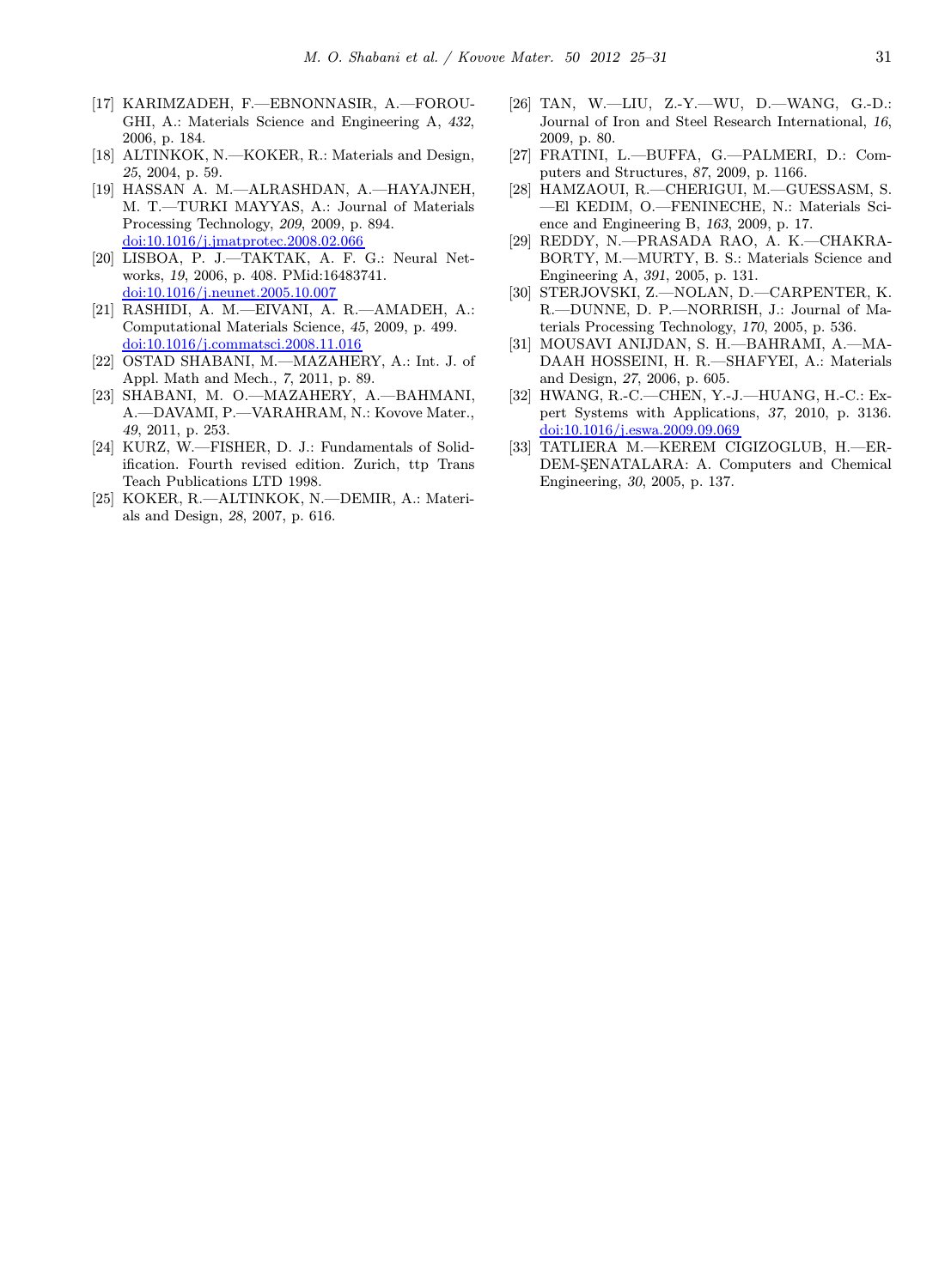[17] KARIMZADEH, F.—EBNONNASIR, A.—FOROUGHI, A.: Materials Science and Engineering A, *432*, 2006, p. 184.

[18] ALTINKOK, N.—KOKER, R.: Materials and Design, *25*, 2004, p. 59.

[19] HASSAN A. M.—ALRASHDAN, A.—HAYAJNEH, M. T.—TURKI MAYYAS, A.: Journal of Materials Processing Technology, *209*, 2009, p. 894. doi:10.1016/j.jmatprotec.2008.02.066

[20] LISBOA, P. J.—TAKTAK, A. F. G.: Neural Networks, *19*, 2006, p. 408. PMid:16483741. doi:10.1016/j.neunet.2005.10.007

[21] RASHIDI, A. M.—EIVANI, A. R.—AMADEH, A.: Computational Materials Science, *45*, 2009, p. 499. doi:10.1016/j.commatsci.2008.11.016

[22] OSTAD SHABANI, M.—MAZAHERY, A.: Int. J. of Appl. Math and Mech., *7*, 2011, p. 89.

[23] SHABANI, M. O.—MAZAHERY, A.—BAHMANI, A.—DAVAMI, P.—VARAHRAM, N.: Kovove Mater., *49*, 2011, p. 253.

[24] KURZ, W.—FISHER, D. J.: Fundamentals of Solidification. Fourth revised edition. Zurich, ttp Trans Teach Publications LTD 1998.

[25] KOKER, R.—ALTINKOK, N.—DEMIR, A.: Materials and Design, *28*, 2007, p. 616.

[26] TAN, W.—LIU, Z.-Y.—WU, D.—WANG, G.-D.: Journal of Iron and Steel Research International, *16*, 2009, p. 80.

[27] FRATINI, L.—BUFFA, G.—PALMERI, D.: Computers and Structures, *87*, 2009, p. 1166.

[28] HAMZAOUI, R.—CHERIGUI, M.—GUESSASM, S.—El KEDIM, O.—FENINECHE, N.: Materials Science and Engineering B, *163*, 2009, p. 17.

[29] REDDY, N.—PRASADA RAO, A. K.—CHAKRABORTY, M.—MURTY, B. S.: Materials Science and Engineering A, *391*, 2005, p. 131.

[30] STERJOVSKI, Z.—NOLAN, D.—CARPENTER, K. R.—DUNNE, D. P.—NORRISH, J.: Journal of Materials Processing Technology, *170*, 2005, p. 536.

[31] MOUSAVI ANIJDAN, S. H.—BAHRAMI, A.—MADAAH HOSSEINI, H. R.—SHAFYEI, A.: Materials and Design, *27*, 2006, p. 605.

[32] HWANG, R.-C.—CHEN, Y.-J.—HUANG, H.-C.: Expert Systems with Applications, *37*, 2010, p. 3136. doi:10.1016/j.eswa.2009.09.069

[33] TATLIERA M.—KEREM CIGIZOGLUB, H.—ERDEM-ŞENATALARA: A. Computers and Chemical Engineering, *30*, 2005, p. 137.